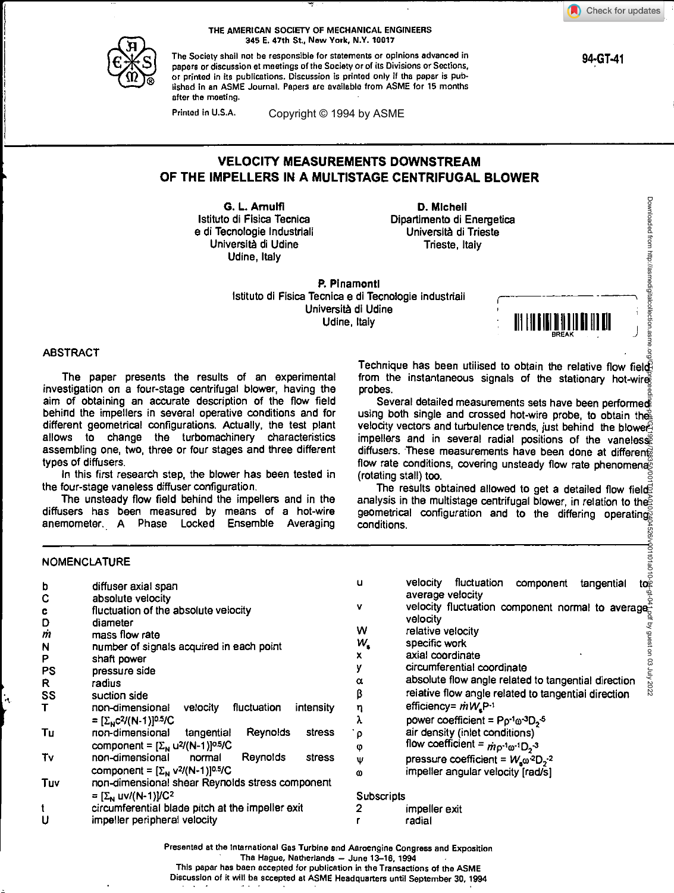THE AMERICAN SOCIETY OF MECHANICAL ENGINEERS
345 E. 47th St., New York, N.Y. 10017

The Society shall not be responsible for statements or opinions advanced in papers or discussion at meetings of the Society or of its Divisions or Sections, or printed in its publications. Discussion is printed only if the paper is published in an ASME Journal. Papers are available from ASME for 15 months after the meeting.

Printed in U.S.A. Copyright © 1994 by ASME

94-GT-41

# VELOCITY MEASUREMENTS DOWNSTREAM OF THE IMPELLERS IN A MULTISTAGE CENTRIFUGAL BLOWER

**G. L. Arnulfi**
Istituto di Fisica Tecnica e di Tecnologie Industriali
Università di Udine
Udine, Italy

**D. Micheli**
Dipartimento di Energetica
Università di Trieste
Trieste, Italy

**P. Pinamonti**
Istituto di Fisica Tecnica e di Tecnologie Industriali
Università di Udine
Udine, Italy

## ABSTRACT

The paper presents the results of an experimental investigation on a four-stage centrifugal blower, having the aim of obtaining an accurate description of the flow field behind the impellers in several operative conditions and for different geometrical configurations. Actually, the test plant allows to change the turbomachinery characteristics assembling one, two, three or four stages and three different types of diffusers.

In this first research step, the blower has been tested in the four-stage vaneless diffuser configuration.

The unsteady flow field behind the impellers and in the diffusers has been measured by means of a hot-wire anemometer. A Phase Locked Ensemble Averaging Technique has been utilised to obtain the relative flow field from the instantaneous signals of the stationary hot-wire probes.

Several detailed measurements sets have been performed using both single and crossed hot-wire probe, to obtain the velocity vectors and turbulence trends, just behind the blower impellers and in several radial positions of the vaneless diffusers. These measurements have been done at different flow rate conditions, covering unsteady flow rate phenomena (rotating stall) too.

The results obtained allowed to get a detailed flow field analysis in the multistage centrifugal blower, in relation to the geometrical configuration and to the differing operating conditions.

## NOMENCLATURE

| | |
|---|---|
| b | diffuser axial span |
| C | absolute velocity |
| c | fluctuation of the absolute velocity |
| D | diameter |
| $\dot{m}$ | mass flow rate |
| N | number of signals acquired in each point |
| P | shaft power |
| PS | pressure side |
| R | radius |
| SS | suction side |
| T | non-dimensional velocity fluctuation intensity $= [\Sigma_N c^2/(N-1)]^{0.5}/C$ |
| Tu | non-dimensional tangential Reynolds stress component $= [\Sigma_N u^2/(N-1)]^{0.5}/C$ |
| Tv | non-dimensional normal Reynolds stress component $= [\Sigma_N v^2/(N-1)]^{0.5}/C$ |
| Tuv | non-dimensional shear Reynolds stress component $= [\Sigma_N uv/(N-1)]/C^2$ |
| t | circumferential blade pitch at the impeller exit |
| U | impeller peripheral velocity |
| u | velocity fluctuation component tangential to average velocity |
| v | velocity fluctuation component normal to average velocity |
| W | relative velocity |
| $W_s$ | specific work |
| x | axial coordinate |
| y | circumferential coordinate |
| α | absolute flow angle related to tangential direction |
| β | relative flow angle related to tangential direction |
| η | efficiency$= \dot{m} W_s P^{-1}$ |
| λ | power coefficient $= P\rho^{-1}\omega^{-3}D_2^{-5}$ |
| ρ | air density (inlet conditions) |
| φ | flow coefficient $= \dot{m}\rho^{-1}\omega^{-1}D_2^{-3}$ |
| ψ | pressure coefficient $= W_s\omega^{-2}D_2^{-2}$ |
| ω | impeller angular velocity [rad/s] |

Subscripts

| | |
|---|---|
| 2 | impeller exit |
| r | radial |

Presented at the International Gas Turbine and Aeroengine Congress and Exposition
The Hague, Netherlands — June 13–16, 1994
This paper has been accepted for publication in the Transactions of the ASME
Discussion of it will be accepted at ASME Headquarters until September 30, 1994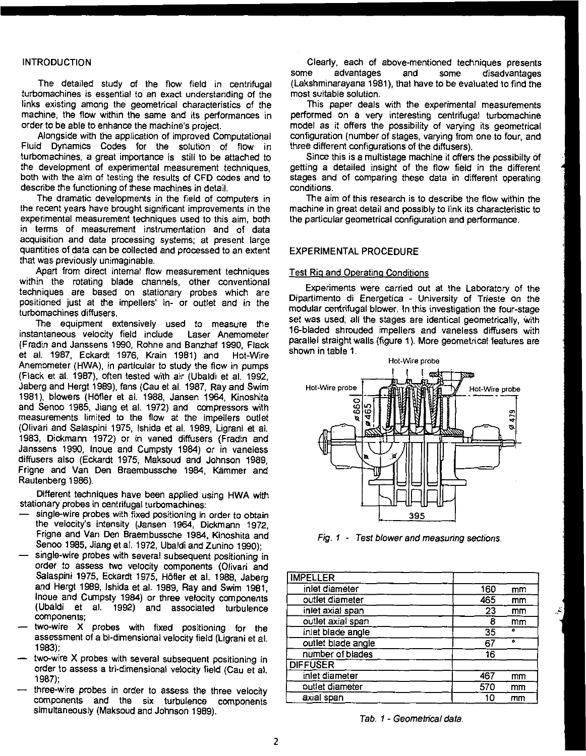## INTRODUCTION

The detailed study of the flow field in centrifugal turbomachines is essential to an exact understanding of the links existing among the geometrical characteristics of the machine, the flow within the same and its performances in order to be able to enhance the machine's project.

Alongside with the application of improved Computational Fluid Dynamics Codes for the solution of flow in turbomachines, a great importance is still to be attached to the development of experimental measurement techniques, both with the aim of testing the results of CFD codes and to describe the functioning of these machines in detail.

The dramatic developments in the field of computers in the recent years have brought significant improvements in the experimental measurement techniques used to this aim, both in terms of measurement instrumentation and of data acquisition and data processing systems; at present large quantities of data can be collected and processed to an extent that was previously unimaginable.

Apart from direct internal flow measurement techniques within the rotating blade channels, other conventional techniques are based on stationary probes which are positioned just at the impellers' in- or outlet and in the turbomachines diffusers.

The equipment extensively used to measure the instantaneous velocity field include Laser Anemometer (Fradin and Janssens 1990, Rohne and Banzhaf 1990, Flack et al. 1987, Eckardt 1976, Krain 1981) and Hot-Wire Anemometer (HWA), in particular to study the flow in pumps (Flack et al. 1987), often tested with air (Ubaldi et al. 1992, Jaberg and Hergt 1989), fans (Cau et al. 1987, Ray and Swim 1981), blowers (Höfler et al. 1988, Jansen 1964, Kinoshita and Senoo 1985, Jiang et al. 1972) and compressors with measurements limited to the flow at the impellers outlet (Olivari and Salaspini 1975, Ishida et al. 1989, Ligrani et al. 1983, Dickmann 1972) or in vaned diffusers (Fradin and Janssens 1990, Inoue and Cumpsty 1984) or in vaneless diffusers also (Eckardt 1975, Maksoud and Johnson 1989, Frigne and Van Den Braembussche 1984, Kämmer and Rautenberg 1986).

Different techniques have been applied using HWA with stationary probes in centrifugal turbomachines:

- single-wire probes with fixed positioning in order to obtain the velocity's intensity (Jansen 1964, Dickmann 1972, Frigne and Van Den Braembussche 1984, Kinoshita and Senoo 1985, Jiang et al. 1972, Ubaldi and Zunino 1990);
- single-wire probes with several subsequent positioning in order to assess two velocity components (Olivari and Salaspini 1975, Eckardt 1975, Höfler et al. 1988, Jaberg and Hergt 1989, Ishida et al. 1989, Ray and Swim 1981, Inoue and Cumpsty 1984) or three velocity components (Ubaldi et al. 1992) and associated turbulence components;
- two-wire X probes with fixed positioning for the assessment of a bi-dimensional velocity field (Ligrani et al. 1983);
- two-wire X probes with several subsequent positioning in order to assess a tri-dimensional velocity field (Cau et al. 1987);
- three-wire probes in order to assess the three velocity components and the six turbulence components simultaneously (Maksoud and Johnson 1989).

Clearly, each of above-mentioned techniques presents some advantages and some disadvantages (Lakshminarayana 1981), that have to be evaluated to find the most suitable solution.

This paper deals with the experimental measurements performed on a very interesting centrifugal turbomachine model as it offers the possibility of varying its geometrical configuration (number of stages, varying from one to four, and three different configurations of the diffusers).

Since this is a multistage machine it offers the possibilty of getting a detailed insight of the flow field in the different stages and of comparing these data in different operating conditions.

The aim of this research is to describe the flow within the machine in great detail and possibly to link its characteristic to the particular geometrical configuration and performance.

## EXPERIMENTAL PROCEDURE

### Test Rig and Operating Conditions

Experiments were carried out at the Laboratory of the Dipartimento di Energetica - University of Trieste on the modular centrifugal blower. In this investigation the four-stage set was used; all the stages are identical geometrically, with 16-bladed shrouded impellers and vaneless diffusers with parallel straight walls (figure 1). More geometrical features are shown in table 1.

*Fig. 1 - Test blower and measuring sections.*

| IMPELLER | | |
|---|---|---|
| inlet diameter | 160 | mm |
| outlet diameter | 465 | mm |
| inlet axial span | 23 | mm |
| outlet axial span | 8 | mm |
| inlet blade angle | 35 | ° |
| outlet blade angle | 67 | ° |
| number of blades | 16 | |
| **DIFFUSER** | | |
| inlet diameter | 467 | mm |
| outlet diameter | 570 | mm |
| axial span | 10 | mm |

*Tab. 1 - Geometrical data.*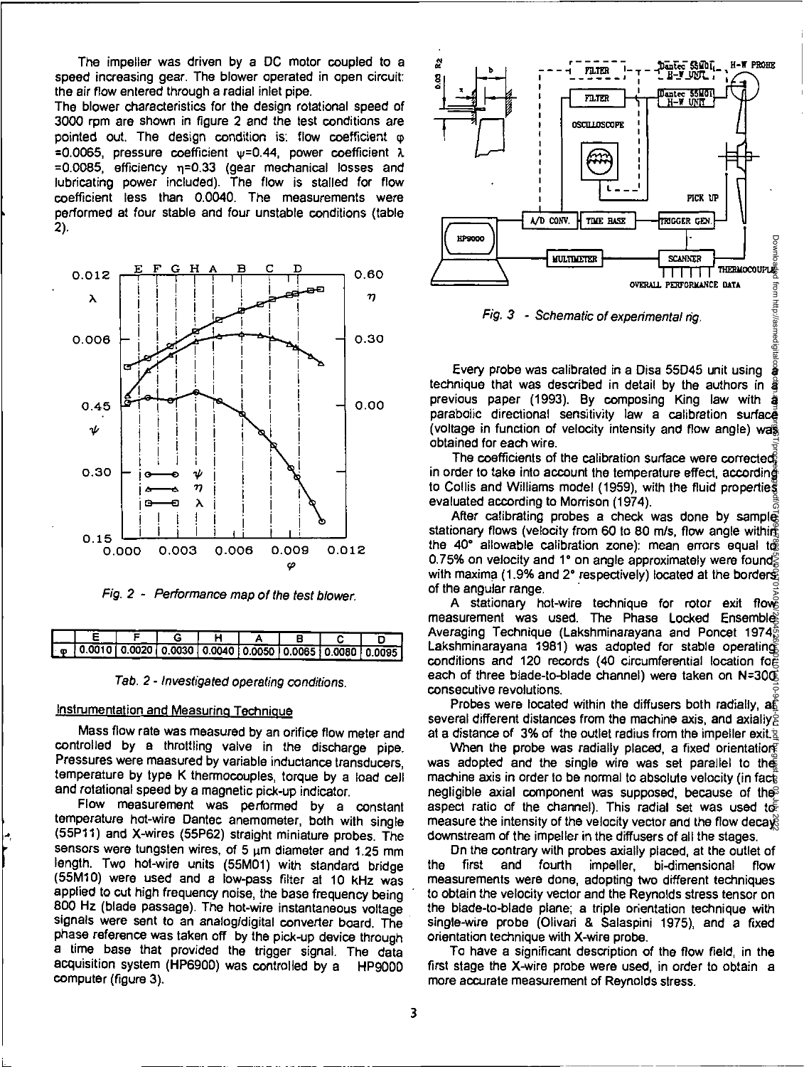The impeller was driven by a DC motor coupled to a speed increasing gear. The blower operated in open circuit: the air flow entered through a radial inlet pipe.
The blower characteristics for the design rotational speed of 3000 rpm are shown in figure 2 and the test conditions are pointed out. The design condition is: flow coefficient $\varphi$ =0.0065, pressure coefficient $\psi$=0.44, power coefficient $\lambda$ =0.0085, efficiency $\eta$=0.33 (gear mechanical losses and lubricating power included). The flow is stalled for flow coefficient less than 0.0040. The measurements were performed at four stable and four unstable conditions (table 2).

Fig. 2 - Performance map of the test blower.

| | E | F | G | H | A | B | C | D |
|---|---|---|---|---|---|---|---|---|
| $\varphi$ | 0.0010 | 0.0020 | 0.0030 | 0.0040 | 0.0050 | 0.0065 | 0.0080 | 0.0095 |

Tab. 2 - Investigated operating conditions.

### Instrumentation and Measuring Technique

Mass flow rate was measured by an orifice flow meter and controlled by a throttling valve in the discharge pipe. Pressures were measured by variable inductance transducers, temperature by type K thermocouples, torque by a load cell and rotational speed by a magnetic pick-up indicator.

Flow measurement was performed by a constant temperature hot-wire Dantec anemometer, both with single (55P11) and X-wires (55P62) straight miniature probes. The sensors were tungsten wires, of 5 μm diameter and 1.25 mm length. Two hot-wire units (55M01) with standard bridge (55M10) were used and a low-pass filter at 10 kHz was applied to cut high frequency noise, the base frequency being 800 Hz (blade passage). The hot-wire instantaneous voltage signals were sent to an analog/digital converter board. The phase reference was taken off by the pick-up device through a time base that provided the trigger signal. The data acquisition system (HP6900) was controlled by a HP9000 computer (figure 3).

Fig. 3 - Schematic of experimental rig.

Every probe was calibrated in a Disa 55D45 unit using a technique that was described in detail by the authors in a previous paper (1993). By composing King law with a parabolic directional sensitivity law a calibration surface (voltage in function of velocity intensity and flow angle) was obtained for each wire.

The coefficients of the calibration surface were corrected in order to take into account the temperature effect, according to Collis and Williams model (1959), with the fluid properties evaluated according to Morrison (1974).

After calibrating probes a check was done by sample stationary flows (velocity from 60 to 80 m/s, flow angle within the 40° allowable calibration zone): mean errors equal to 0.75% on velocity and 1° on angle approximately were found, with maxima (1.9% and 2° respectively) located at the borders of the angular range.

A stationary hot-wire technique for rotor exit flow measurement was used. The Phase Locked Ensemble Averaging Technique (Lakshminarayana and Poncet 1974, Lakshminarayana 1981) was adopted for stable operating conditions and 120 records (40 circumferential location for each of three blade-to-blade channel) were taken on N=300 consecutive revolutions.

Probes were located within the diffusers both radially, at several different distances from the machine axis, and axially at a distance of 3% of the outlet radius from the impeller exit.

When the probe was radially placed, a fixed orientation was adopted and the single wire was set parallel to the machine axis in order to be normal to absolute velocity (in fact negligible axial component was supposed, because of the aspect ratio of the channel). This radial set was used to measure the intensity of the velocity vector and the flow decay downstream of the impeller in the diffusers of all the stages.

On the contrary with probes axially placed, at the outlet of the first and fourth impeller, bi-dimensional flow measurements were done, adopting two different techniques to obtain the velocity vector and the Reynolds stress tensor on the blade-to-blade plane; a triple orientation technique with single-wire probe (Olivari & Salaspini 1975), and a fixed orientation technique with X-wire probe.

To have a significant description of the flow field, in the first stage the X-wire probe were used, in order to obtain a more accurate measurement of Reynolds stress.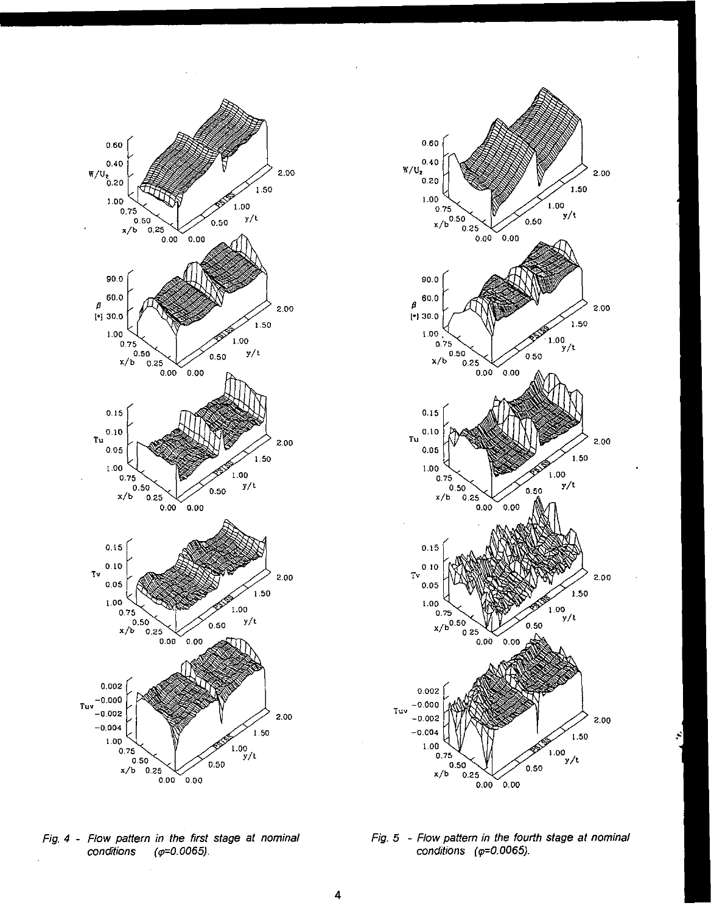*Fig. 4 - Flow pattern in the first stage at nominal conditions ($\varphi$=0.0065).*

*Fig. 5 - Flow pattern in the fourth stage at nominal conditions ($\varphi$=0.0065).*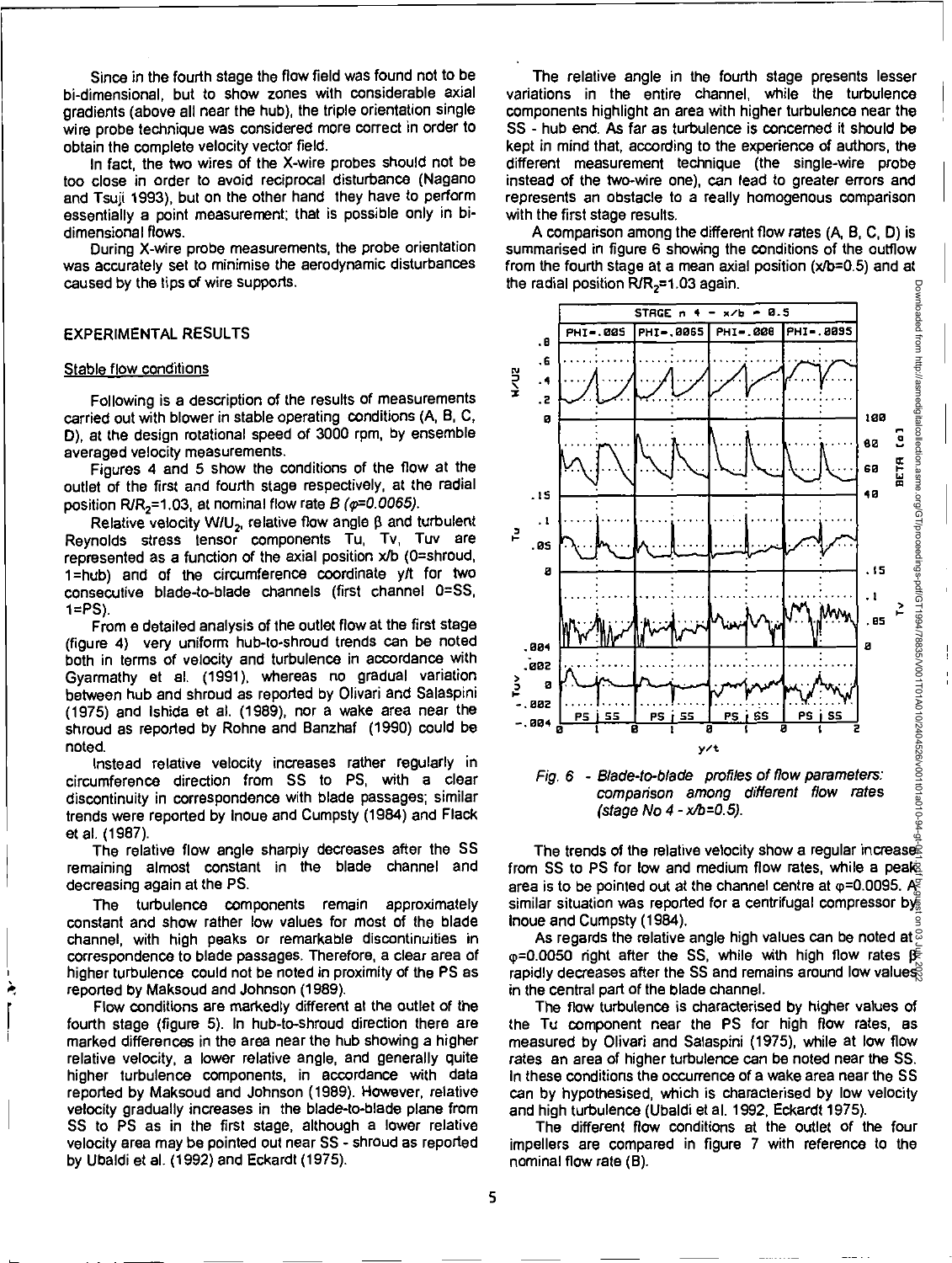Since in the fourth stage the flow field was found not to be bi-dimensional, but to show zones with considerable axial gradients (above all near the hub), the triple orientation single wire probe technique was considered more correct in order to obtain the complete velocity vector field.

In fact, the two wires of the X-wire probes should not be too close in order to avoid reciprocal disturbance (Nagano and Tsuji 1993), but on the other hand they have to perform essentially a point measurement; that is possible only in bi-dimensional flows.

During X-wire probe measurements, the probe orientation was accurately set to minimise the aerodynamic disturbances caused by the tips of wire supports.

## EXPERIMENTAL RESULTS

### Stable flow conditions

Following is a description of the results of measurements carried out with blower in stable operating conditions (A, B, C, D), at the design rotational speed of 3000 rpm, by ensemble averaged velocity measurements.

Figures 4 and 5 show the conditions of the flow at the outlet of the first and fourth stage respectively, at the radial position $R/R_2$=1.03, at nominal flow rate B ($\varphi$=0.0065).

Relative velocity $W/U_2$, relative flow angle $\beta$ and turbulent Reynolds stress tensor components Tu, Tv, Tuv are represented as a function of the axial position x/b (0=shroud, 1=hub) and of the circumference coordinate y/t for two consecutive blade-to-blade channels (first channel 0=SS, 1=PS).

From e detailed analysis of the outlet flow at the first stage (figure 4) very uniform hub-to-shroud trends can be noted both in terms of velocity and turbulence in accordance with Gyarmathy et al. (1991), whereas no gradual variation between hub and shroud as reported by Olivari and Salaspini (1975) and Ishida et al. (1989), nor a wake area near the shroud as reported by Rohne and Banzhaf (1990) could be noted.

Instead relative velocity increases rather regularly in circumference direction from SS to PS, with a clear discontinuity in correspondence with blade passages; similar trends were reported by Inoue and Cumpsty (1984) and Flack et al. (1987).

The relative flow angle sharply decreases after the SS remaining almost constant in the blade channel and decreasing again at the PS.

The turbulence components remain approximately constant and show rather low values for most of the blade channel, with high peaks or remarkable discontinuities in correspondence to blade passages. Therefore, a clear area of higher turbulence could not be noted in proximity of the PS as reported by Maksoud and Johnson (1989).

Flow conditions are markedly different at the outlet of the fourth stage (figure 5). In hub-to-shroud direction there are marked differences in the area near the hub showing a higher relative velocity, a lower relative angle, and generally quite higher turbulence components, in accordance with data reported by Maksoud and Johnson (1989). However, relative velocity gradually increases in the blade-to-blade plane from SS to PS as in the first stage, although a lower relative velocity area may be pointed out near SS - shroud as reported by Ubaldi et al. (1992) and Eckardt (1975).

The relative angle in the fourth stage presents lesser variations in the entire channel, while the turbulence components highlight an area with higher turbulence near the SS - hub end. As far as turbulence is concerned it should be kept in mind that, according to the experience of authors, the different measurement technique (the single-wire probe instead of the two-wire one), can lead to greater errors and represents an obstacle to a really homogenous comparison with the first stage results.

A comparison among the different flow rates (A, B, C, D) is summarised in figure 6 showing the conditions of the outflow from the fourth stage at a mean axial position (x/b=0.5) and at the radial position $R/R_2$=1.03 again.

*Fig. 6 - Blade-to-blade profiles of flow parameters: comparison among different flow rates (stage No 4 - x/b=0.5).*

The trends of the relative velocity show a regular increase from SS to PS for low and medium flow rates, while a peak area is to be pointed out at the channel centre at $\varphi$=0.0095. A similar situation was reported for a centrifugal compressor by Inoue and Cumpsty (1984).

As regards the relative angle high values can be noted at $\varphi$=0.0050 right after the SS, while with high flow rates $\beta$ rapidly decreases after the SS and remains around low values in the central part of the blade channel.

The flow turbulence is characterised by higher values of the Tu component near the PS for high flow rates, as measured by Olivari and Salaspini (1975), while at low flow rates an area of higher turbulence can be noted near the SS. In these conditions the occurrence of a wake area near the SS can by hypothesised, which is characterised by low velocity and high turbulence (Ubaldi et al. 1992, Eckardt 1975).

The different flow conditions at the outlet of the four impellers are compared in figure 7 with reference to the nominal flow rate (B).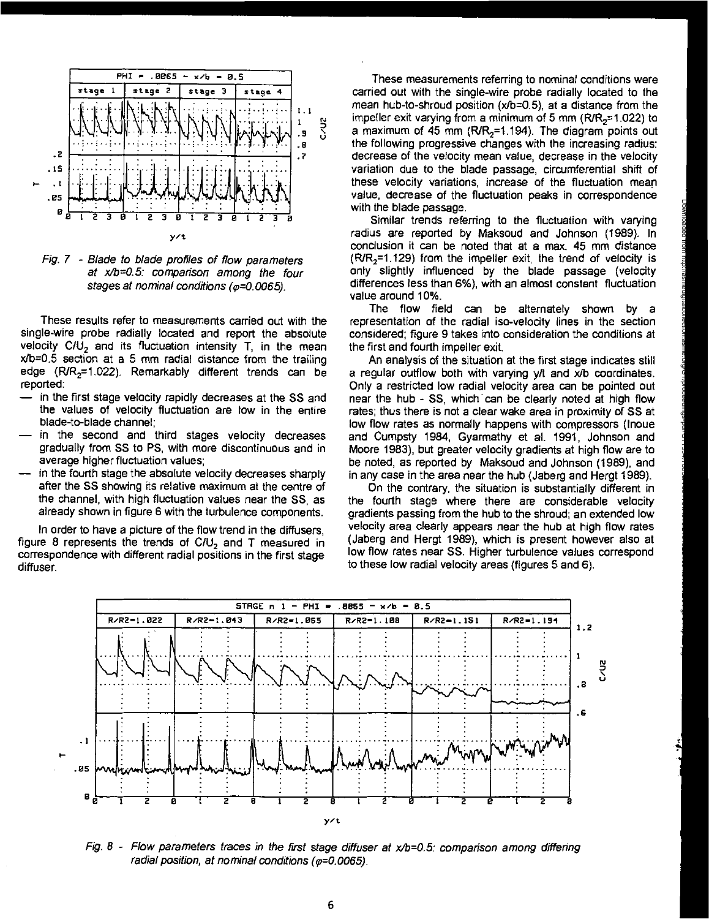Fig. 7 - *Blade to blade profiles of flow parameters at x/b=0.5: comparison among the four stages at nominal conditions (φ=0.0065).*

These results refer to measurements carried out with the single-wire probe radially located and report the absolute velocity $C/U_2$ and its fluctuation intensity T, in the mean x/b=0.5 section at a 5 mm radial distance from the trailing edge ($R/R_2$=1.022). Remarkably different trends can be reported:

- in the first stage velocity rapidly decreases at the SS and the values of velocity fluctuation are low in the entire blade-to-blade channel;
- in the second and third stages velocity decreases gradually from SS to PS, with more discontinuous and in average higher fluctuation values;
- in the fourth stage the absolute velocity decreases sharply after the SS showing its relative maximum at the centre of the channel, with high fluctuation values near the SS, as already shown in figure 6 with the turbulence components.

In order to have a picture of the flow trend in the diffusers, figure 8 represents the trends of $C/U_2$ and T measured in correspondence with different radial positions in the first stage diffuser.

These measurements referring to nominal conditions were carried out with the single-wire probe radially located to the mean hub-to-shroud position (x/b=0.5), at a distance from the impeller exit varying from a minimum of 5 mm ($R/R_2$=1.022) to a maximum of 45 mm ($R/R_2$=1.194). The diagram points out the following progressive changes with the increasing radius: decrease of the velocity mean value, decrease in the velocity variation due to the blade passage, circumferential shift of these velocity variations, increase of the fluctuation mean value, decrease of the fluctuation peaks in correspondence with the blade passage.

Similar trends referring to the fluctuation with varying radius are reported by Maksoud and Johnson (1989). In conclusion it can be noted that at a max. 45 mm distance ($R/R_2$=1.129) from the impeller exit, the trend of velocity is only slightly influenced by the blade passage (velocity differences less than 6%), with an almost constant fluctuation value around 10%.

The flow field can be alternately shown by a representation of the radial iso-velocity lines in the section considered; figure 9 takes into consideration the conditions at the first and fourth impeller exit.

An analysis of the situation at the first stage indicates still a regular outflow both with varying y/t and x/b coordinates. Only a restricted low radial velocity area can be pointed out near the hub - SS, which can be clearly noted at high flow rates; thus there is not a clear wake area in proximity of SS at low flow rates as normally happens with compressors (Inoue and Cumpsty 1984, Gyarmathy et al. 1991, Johnson and Moore 1983), but greater velocity gradients at high flow are to be noted, as reported by Maksoud and Johnson (1989), and in any case in the area near the hub (Jaberg and Hergt 1989).

On the contrary, the situation is substantially different in the fourth stage where there are considerable velocity gradients passing from the hub to the shroud; an extended low velocity area clearly appears near the hub at high flow rates (Jaberg and Hergt 1989), which is present however also at low flow rates near SS. Higher turbulence values correspond to these low radial velocity areas (figures 5 and 6).

Fig. 8 - *Flow parameters traces in the first stage diffuser at x/b=0.5: comparison among differing radial position, at nominal conditions (φ=0.0065).*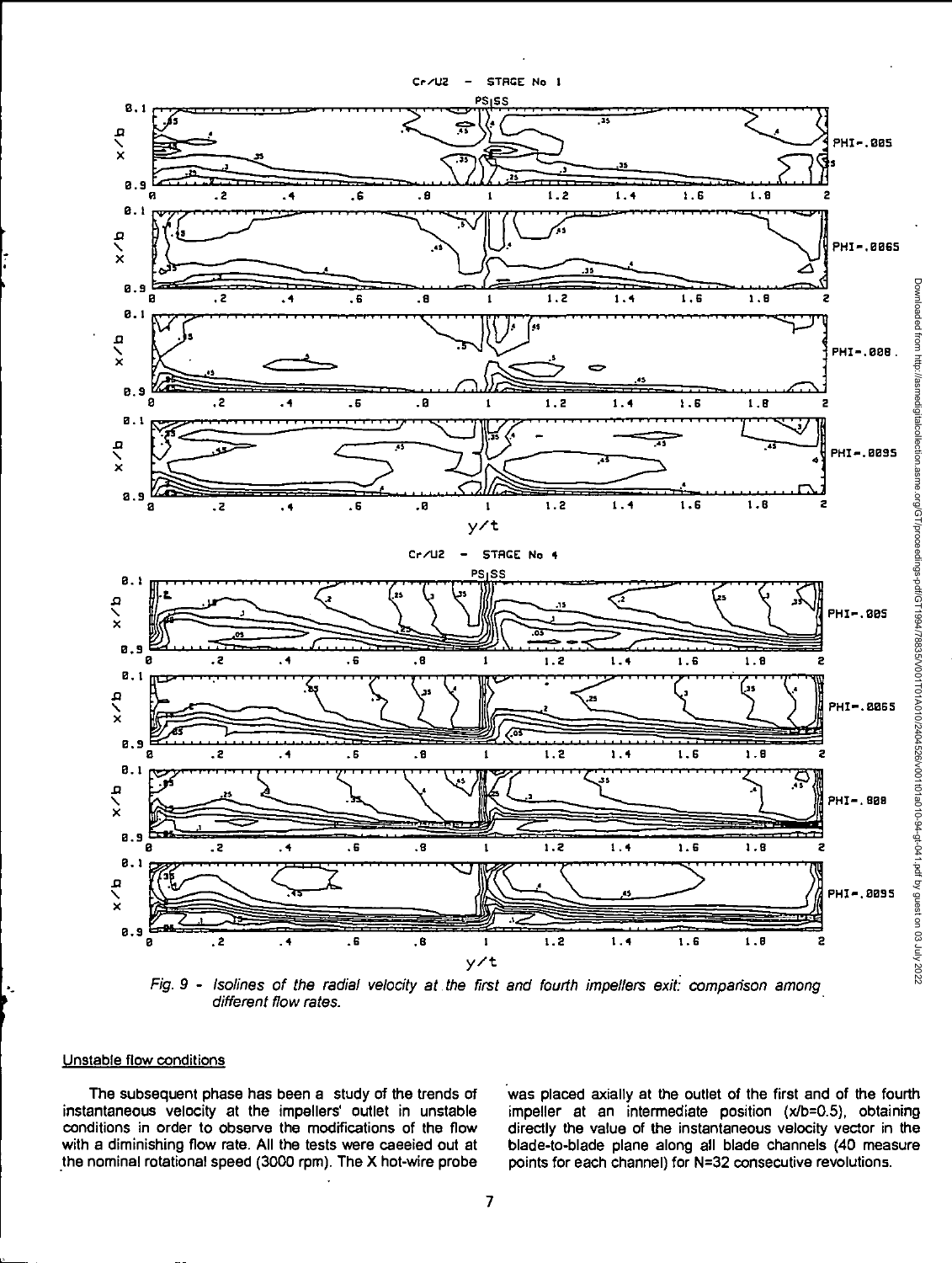*Fig. 9 - Isolines of the radial velocity at the first and fourth impellers exit: comparison among different flow rates.*

## Unstable flow conditions

The subsequent phase has been a study of the trends of instantaneous velocity at the impellers' outlet in unstable conditions in order to observe the modifications of the flow with a diminishing flow rate. All the tests were caeeied out at the nominal rotational speed (3000 rpm). The X hot-wire probe was placed axially at the outlet of the first and of the fourth impeller at an intermediate position (x/b=0.5), obtaining directly the value of the instantaneous velocity vector in the blade-to-blade plane along all blade channels (40 measure points for each channel) for N=32 consecutive revolutions.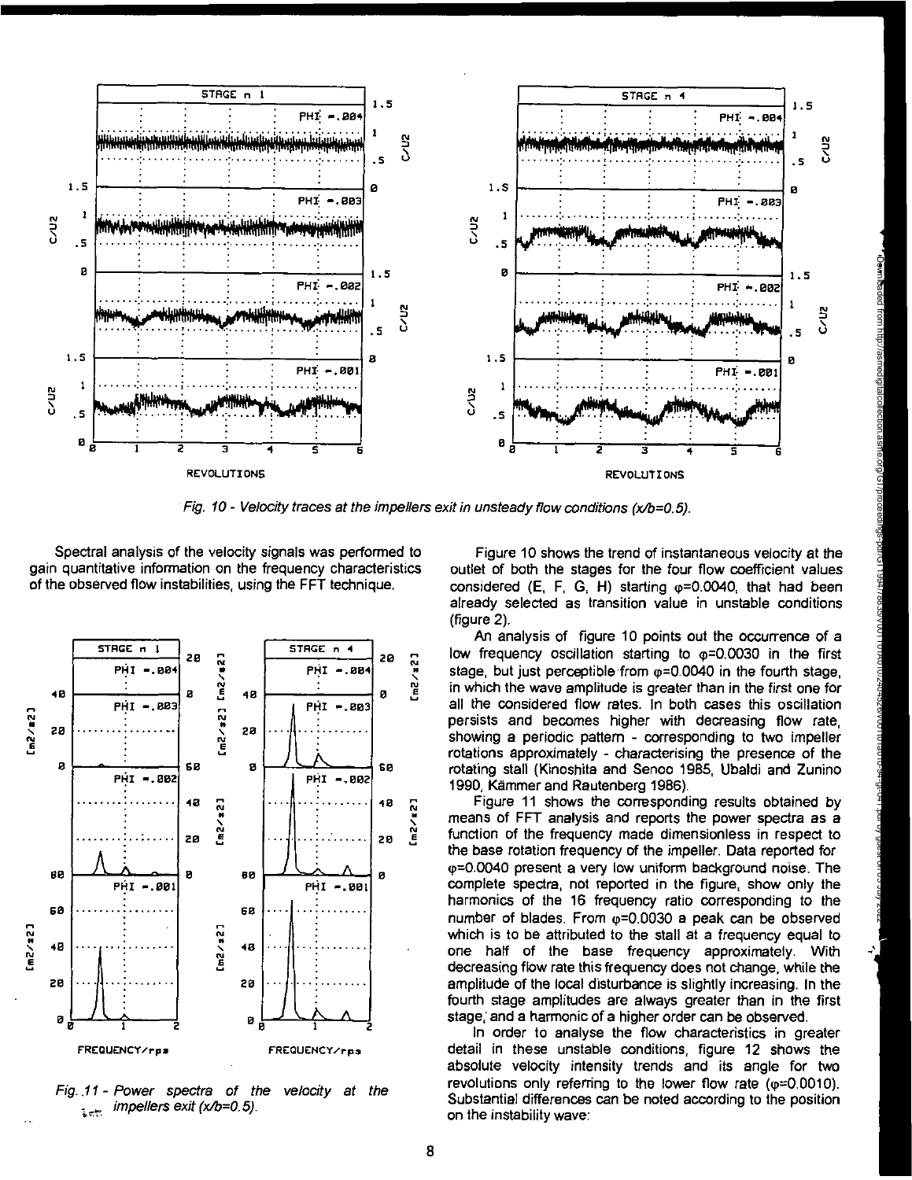*Fig. 10 - Velocity traces at the impellers exit in unsteady flow conditions (x/b=0.5).*

Spectral analysis of the velocity signals was performed to gain quantitative information on the frequency characteristics of the observed flow instabilities, using the FFT technique.

*Fig. 11 - Power spectra of the velocity at the impellers exit (x/b=0.5).*

Figure 10 shows the trend of instantaneous velocity at the outlet of both the stages for the four flow coefficient values considered (E, F, G, H) starting $\varphi$=0.0040, that had been already selected as transition value in unstable conditions (figure 2).

An analysis of figure 10 points out the occurrence of a low frequency oscillation starting to $\varphi$=0.0030 in the first stage, but just perceptible from $\varphi$=0.0040 in the fourth stage, in which the wave amplitude is greater than in the first one for all the considered flow rates. In both cases this oscillation persists and becomes higher with decreasing flow rate, showing a periodic pattern - corresponding to two impeller rotations approximately - characterising the presence of the rotating stall (Kinoshita and Senoo 1985, Ubaldi and Zunino 1990, Kämmer and Rautenberg 1986).

Figure 11 shows the corresponding results obtained by means of FFT analysis and reports the power spectra as a function of the frequency made dimensionless in respect to the base rotation frequency of the impeller. Data reported for $\varphi$=0.0040 present a very low uniform background noise. The complete spectra, not reported in the figure, show only the harmonics of the 16 frequency ratio corresponding to the number of blades. From $\varphi$=0.0030 a peak can be observed which is to be attributed to the stall at a frequency equal to one half of the base frequency approximately. With decreasing flow rate this frequency does not change, while the amplitude of the local disturbance is slightly increasing. In the fourth stage amplitudes are always greater than in the first stage, and a harmonic of a higher order can be observed.

In order to analyse the flow characteristics in greater detail in these unstable conditions, figure 12 shows the absolute velocity intensity trends and its angle for two revolutions only referring to the lower flow rate ($\varphi$=0.0010). Substantial differences can be noted according to the position on the instability wave: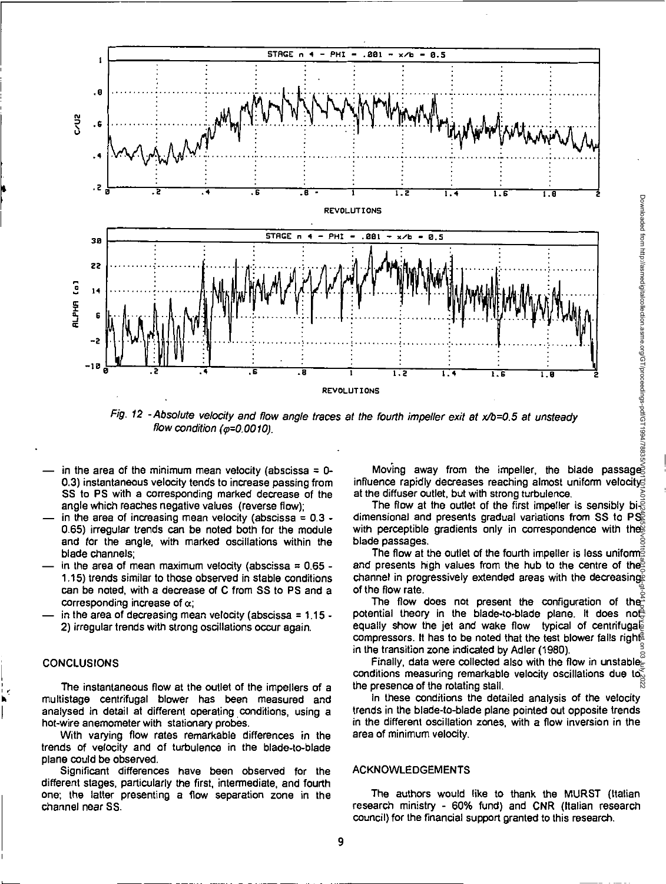Fig. 12 - Absolute velocity and flow angle traces at the fourth impeller exit at $x/b=0.5$ at unsteady flow condition ($\varphi=0.0010$).

- in the area of the minimum mean velocity (abscissa = 0-0.3) instantaneous velocity tends to increase passing from SS to PS with a corresponding marked decrease of the angle which reaches negative values (reverse flow);
- in the area of increasing mean velocity (abscissa = 0.3 - 0.65) irregular trends can be noted both for the module and for the angle, with marked oscillations within the blade channels;
- in the area of mean maximum velocity (abscissa = 0.65 - 1.15) trends similar to those observed in stable conditions can be noted, with a decrease of C from SS to PS and a corresponding increase of $\alpha$;
- in the area of decreasing mean velocity (abscissa = 1.15 - 2) irregular trends with strong oscillations occur again.

## CONCLUSIONS

The instantaneous flow at the outlet of the impellers of a multistage centrifugal blower has been measured and analysed in detail at different operating conditions, using a hot-wire anemometer with stationary probes.

With varying flow rates remarkable differences in the trends of velocity and of turbulence in the blade-to-blade plane could be observed.

Significant differences have been observed for the different stages, particularly the first, intermediate, and fourth one; the latter presenting a flow separation zone in the channel near SS.

Moving away from the impeller, the blade passage influence rapidly decreases reaching almost uniform velocity at the diffuser outlet, but with strong turbulence.

The flow at the outlet of the first impeller is sensibly bi-dimensional and presents gradual variations from SS to PS with perceptible gradients only in correspondence with the blade passages.

The flow at the outlet of the fourth impeller is less uniform and presents high values from the hub to the centre of the channel in progressively extended areas with the decreasing of the flow rate.

The flow does not present the configuration of the potential theory in the blade-to-blade plane. It does not equally show the jet and wake flow typical of centrifugal compressors. It has to be noted that the test blower falls right in the transition zone indicated by Adler (1980).

Finally, data were collected also with the flow in unstable conditions measuring remarkable velocity oscillations due to the presence of the rotating stall.

In these conditions the detailed analysis of the velocity trends in the blade-to-blade plane pointed out opposite trends in the different oscillation zones, with a flow inversion in the area of minimum velocity.

## ACKNOWLEDGEMENTS

The authors would like to thank the MURST (Italian research ministry - 60% fund) and CNR (Italian research council) for the financial support granted to this research.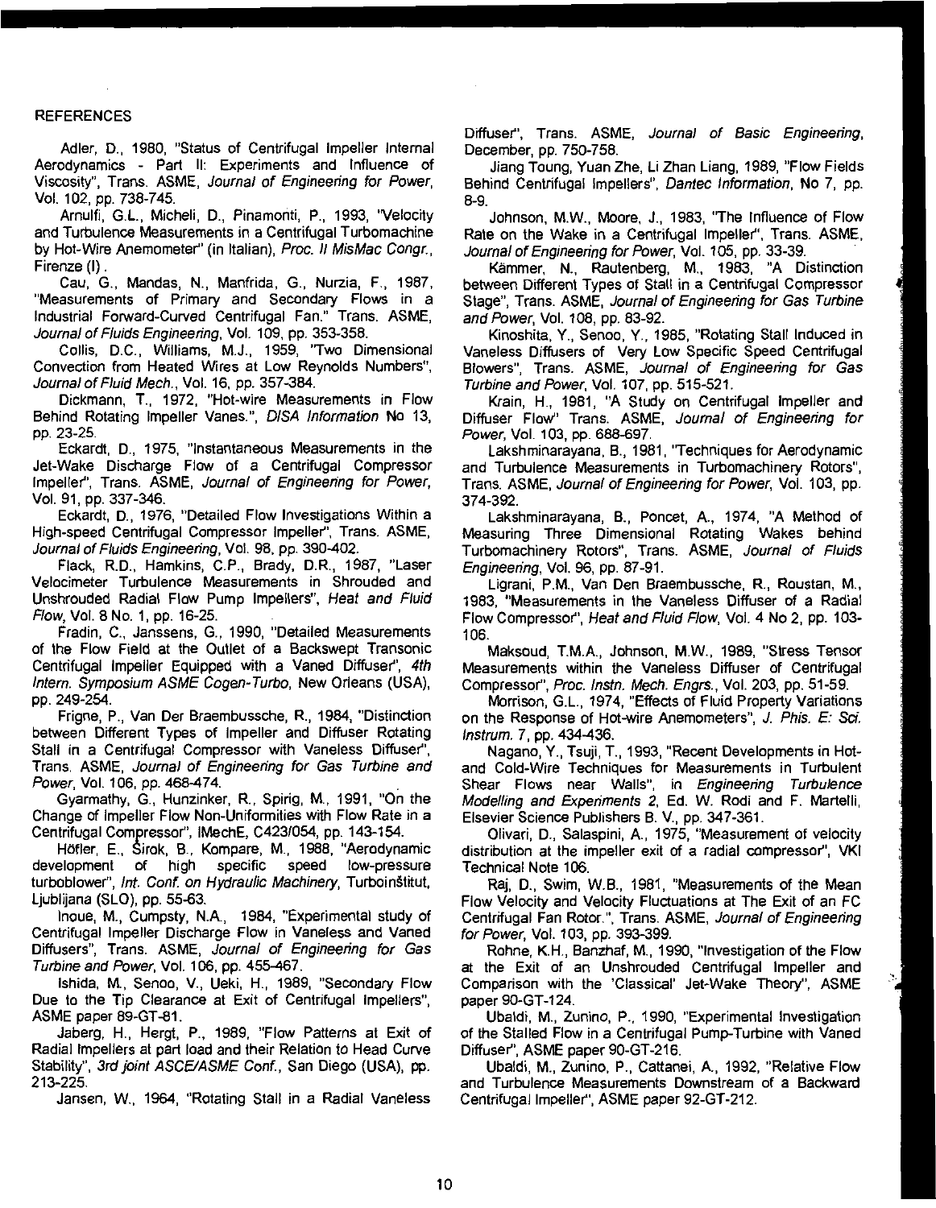## REFERENCES

Adler, D., 1980, "Status of Centrifugal Impeller Internal Aerodynamics - Part II: Experiments and Influence of Viscosity", Trans. ASME, *Journal of Engineering for Power*, Vol. 102, pp. 738-745.

Arnulfi, G.L., Micheli, D., Pinamonti, P., 1993, "Velocity and Turbulence Measurements in a Centrifugal Turbomachine by Hot-Wire Anemometer" (in Italian), *Proc. II MisMac Congr.*, Firenze (I).

Cau, G., Mandas, N., Manfrida, G., Nurzia, F., 1987, "Measurements of Primary and Secondary Flows in a Industrial Forward-Curved Centrifugal Fan." Trans. ASME, *Journal of Fluids Engineering*, Vol. 109, pp. 353-358.

Collis, D.C., Williams, M.J., 1959, "Two Dimensional Convection from Heated Wires at Low Reynolds Numbers", *Journal of Fluid Mech.*, Vol. 16, pp. 357-384.

Dickmann, T., 1972, "Hot-wire Measurements in Flow Behind Rotating Impeller Vanes.", *DISA Information* No 13, pp. 23-25.

Eckardt, D., 1975, "Instantaneous Measurements in the Jet-Wake Discharge Flow of a Centrifugal Compressor Impeller", Trans. ASME, *Journal of Engineering for Power*, Vol. 91, pp. 337-346.

Eckardt, D., 1976, "Detailed Flow Investigations Within a High-speed Centrifugal Compressor Impeller", Trans. ASME, *Journal of Fluids Engineering*, Vol. 98, pp. 390-402.

Flack, R.D., Hamkins, C.P., Brady, D.R., 1987, "Laser Velocimeter Turbulence Measurements in Shrouded and Unshrouded Radial Flow Pump Impellers", *Heat and Fluid Flow*, Vol. 8 No. 1, pp. 16-25.

Fradin, C., Janssens, G., 1990, "Detailed Measurements of the Flow Field at the Outlet of a Backswept Transonic Centrifugal Impeller Equipped with a Vaned Diffuser", *4th Intern. Symposium ASME Cogen-Turbo*, New Orleans (USA), pp. 249-254.

Frigne, P., Van Der Braembussche, R., 1984, "Distinction between Different Types of Impeller and Diffuser Rotating Stall in a Centrifugal Compressor with Vaneless Diffuser", Trans. ASME, *Journal of Engineering for Gas Turbine and Power*, Vol. 106, pp. 468-474.

Gyarmathy, G., Hunzinker, R., Spirig, M., 1991, "On the Change of Impeller Flow Non-Uniformities with Flow Rate in a Centrifugal Compressor", IMechE, C423/054, pp. 143-154.

Höfler, E., Širok, B., Kompare, M., 1988, "Aerodynamic development of high specific speed low-pressure turboblower", *Int. Conf. on Hydraulic Machinery*, Turboinštitut, Ljubljana (SLO), pp. 55-63.

Inoue, M., Cumpsty, N.A., 1984, "Experimental study of Centrifugal Impeller Discharge Flow in Vaneless and Vaned Diffusers", Trans. ASME, *Journal of Engineering for Gas Turbine and Power*, Vol. 106, pp. 455-467.

Ishida, M., Senoo, V., Ueki, H., 1989, "Secondary Flow Due to the Tip Clearance at Exit of Centrifugal Impellers", ASME paper 89-GT-81.

Jaberg, H., Hergt, P., 1989, "Flow Patterns at Exit of Radial Impellers at part load and their Relation to Head Curve Stability", *3rd joint ASCE/ASME Conf.*, San Diego (USA), pp. 213-225.

Jansen, W., 1964, "Rotating Stall in a Radial Vaneless Diffuser", Trans. ASME, *Journal of Basic Engineering*, December, pp. 750-758.

Jiang Toung, Yuan Zhe, Li Zhan Liang, 1989, "Flow Fields Behind Centrifugal Impellers", *Dantec Information*, No 7, pp. 8-9.

Johnson, M.W., Moore, J., 1983, "The Influence of Flow Rate on the Wake in a Centrifugal Impeller", Trans. ASME, *Journal of Engineering for Power*, Vol. 105, pp. 33-39.

Kämmer, N., Rautenberg, M., 1983, "A Distinction between Different Types of Stall in a Centrifugal Compressor Stage", Trans. ASME, *Journal of Engineering for Gas Turbine and Power*, Vol. 108, pp. 83-92.

Kinoshita, Y., Senoo, Y., 1985, "Rotating Stall Induced in Vaneless Diffusers of Very Low Specific Speed Centrifugal Blowers", Trans. ASME, *Journal of Engineering for Gas Turbine and Power*, Vol. 107, pp. 515-521.

Krain, H., 1981, "A Study on Centrifugal Impeller and Diffuser Flow" Trans. ASME, *Journal of Engineering for Power*, Vol. 103, pp. 688-697.

Lakshminarayana, B., 1981, "Techniques for Aerodynamic and Turbulence Measurements in Turbomachinery Rotors", Trans. ASME, *Journal of Engineering for Power*, Vol. 103, pp. 374-392.

Lakshminarayana, B., Poncet, A., 1974, "A Method of Measuring Three Dimensional Rotating Wakes behind Turbomachinery Rotors", Trans. ASME, *Journal of Fluids Engineering*, Vol. 96, pp. 87-91.

Ligrani, P.M., Van Den Braembussche, R., Roustan, M., 1983, "Measurements in the Vaneless Diffuser of a Radial Flow Compressor", *Heat and Fluid Flow*, Vol. 4 No 2, pp. 103-106.

Maksoud, T.M.A., Johnson, M.W., 1989, "Stress Tensor Measurements within the Vaneless Diffuser of Centrifugal Compressor", *Proc. Instn. Mech. Engrs.*, Vol. 203, pp. 51-59.

Morrison, G.L., 1974, "Effects of Fluid Property Variations on the Response of Hot-wire Anemometers", *J. Phis. E: Sci. Instrum.* 7, pp. 434-436.

Nagano, Y., Tsuji, T., 1993, "Recent Developments in Hot- and Cold-Wire Techniques for Measurements in Turbulent Shear Flows near Walls", in *Engineering Turbulence Modelling and Experiments 2*, Ed. W. Rodi and F. Martelli, Elsevier Science Publishers B. V., pp. 347-361.

Olivari, D., Salaspini, A., 1975, "Measurement of velocity distribution at the impeller exit of a radial compressor", VKI Technical Note 106.

Raj, D., Swim, W.B., 1981, "Measurements of the Mean Flow Velocity and Velocity Fluctuations at The Exit of an FC Centrifugal Fan Rotor.", Trans. ASME, *Journal of Engineering for Power*, Vol. 103, pp. 393-399.

Rohne, K.H., Banzhaf, M., 1990, "Investigation of the Flow at the Exit of an Unshrouded Centrifugal Impeller and Comparison with the 'Classical' Jet-Wake Theory", ASME paper 90-GT-124.

Ubaldi, M., Zunino, P., 1990, "Experimental Investigation of the Stalled Flow in a Centrifugal Pump-Turbine with Vaned Diffuser", ASME paper 90-GT-216.

Ubaldi, M., Zunino, P., Cattanei, A., 1992, "Relative Flow and Turbulence Measurements Downstream of a Backward Centrifugal Impeller", ASME paper 92-GT-212.